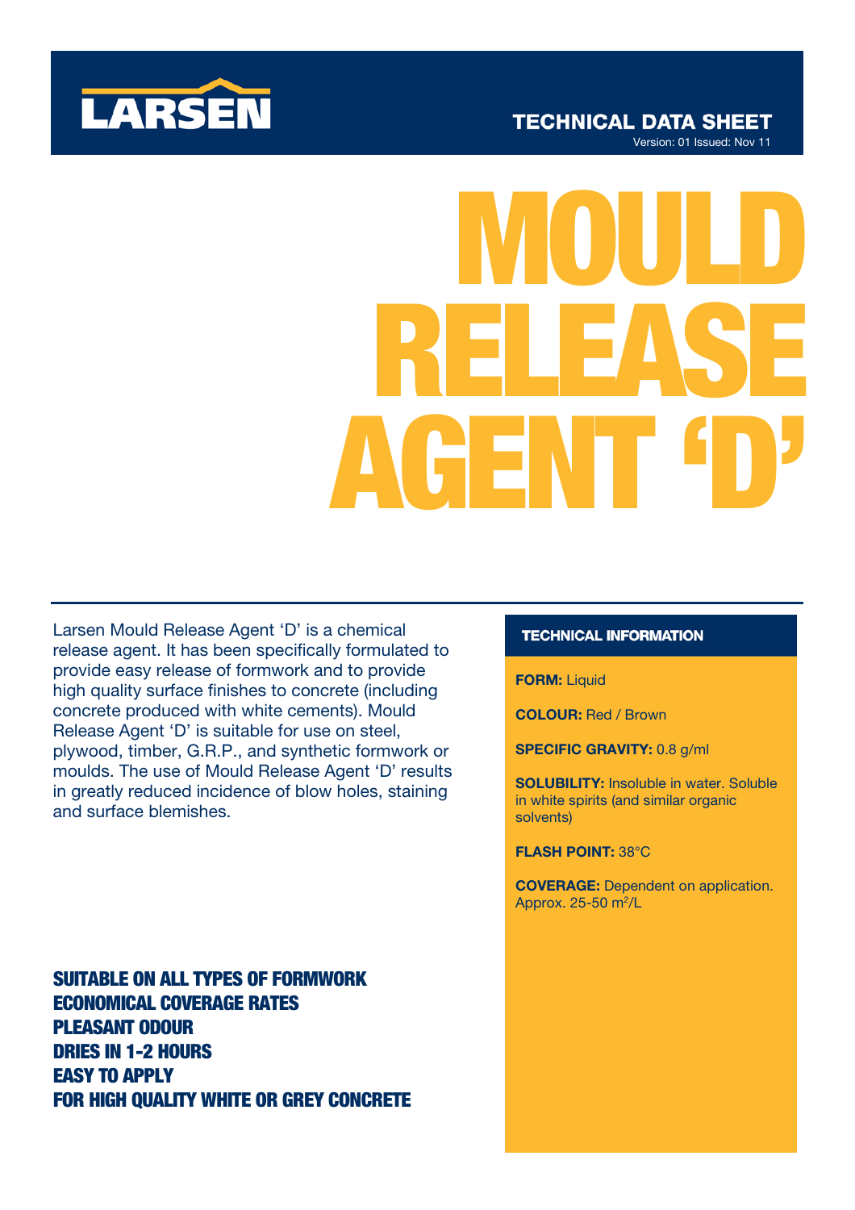LARSEN

TECHNICAL DATA SHEET

Version: 01 Issued: Nov 11

# MOULD RELEASE AGENT 'D'

Larsen Mould Release Agent 'D' is a chemical release agent. It has been specifically formulated to provide easy release of formwork and to provide high quality surface finishes to concrete (including concrete produced with white cements). Mould Release Agent 'D' is suitable for use on steel, plywood, timber, G.R.P., and synthetic formwork or moulds. The use of Mould Release Agent 'D' results in greatly reduced incidence of blow holes, staining and surface blemishes.

**SUITABLE ON ALL TYPES OF FORMWORK**
**ECONOMICAL COVERAGE RATES**
**PLEASANT ODOUR**
**DRIES IN 1-2 HOURS**
**EASY TO APPLY**
**FOR HIGH QUALITY WHITE OR GREY CONCRETE**

## TECHNICAL INFORMATION

**FORM:** Liquid

**COLOUR:** Red / Brown

**SPECIFIC GRAVITY:** 0.8 g/ml

**SOLUBILITY:** Insoluble in water. Soluble in white spirits (and similar organic solvents)

**FLASH POINT:** 38°C

**COVERAGE:** Dependent on application. Approx. 25-50 $m^2$/L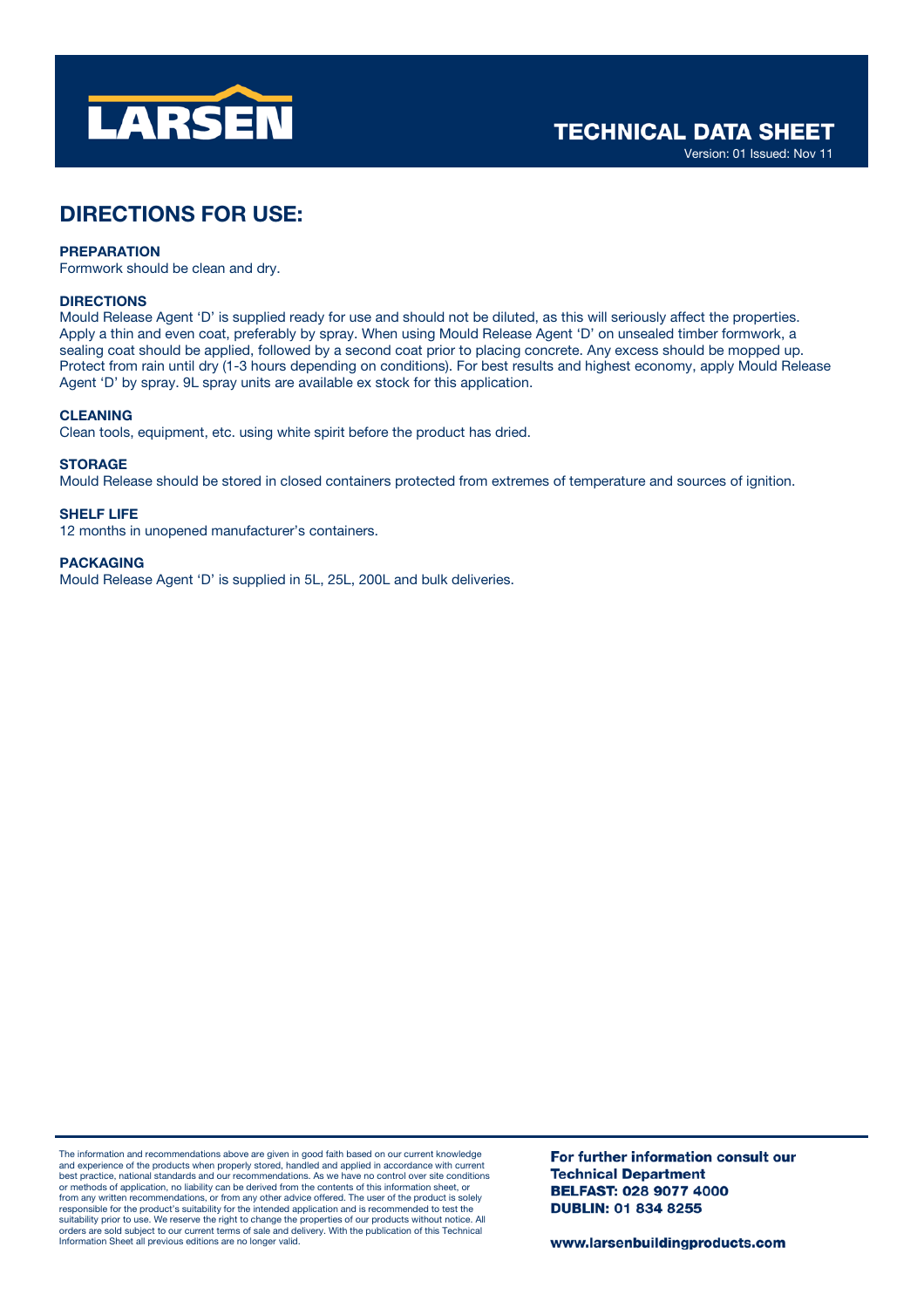# DIRECTIONS FOR USE:

### PREPARATION

Formwork should be clean and dry.

### DIRECTIONS

Mould Release Agent 'D' is supplied ready for use and should not be diluted, as this will seriously affect the properties. Apply a thin and even coat, preferably by spray. When using Mould Release Agent 'D' on unsealed timber formwork, a sealing coat should be applied, followed by a second coat prior to placing concrete. Any excess should be mopped up. Protect from rain until dry (1-3 hours depending on conditions). For best results and highest economy, apply Mould Release Agent 'D' by spray. 9L spray units are available ex stock for this application.

### CLEANING

Clean tools, equipment, etc. using white spirit before the product has dried.

### STORAGE

Mould Release should be stored in closed containers protected from extremes of temperature and sources of ignition.

### SHELF LIFE

12 months in unopened manufacturer's containers.

### PACKAGING

Mould Release Agent 'D' is supplied in 5L, 25L, 200L and bulk deliveries.

The information and recommendations above are given in good faith based on our current knowledge and experience of the products when properly stored, handled and applied in accordance with current best practice, national standards and our recommendations. As we have no control over site conditions or methods of application, no liability can be derived from the contents of this information sheet, or from any written recommendations, or from any other advice offered. The user of the product is solely responsible for the product's suitability for the intended application and is recommended to test the suitability prior to use. We reserve the right to change the properties of our products without notice. All orders are sold subject to our current terms of sale and delivery. With the publication of this Technical Information Sheet all previous editions are no longer valid.

**For further information consult our Technical Department**
**BELFAST: 028 9077 4000**
**DUBLIN: 01 834 8255**

**www.larsenbuildingproducts.com**